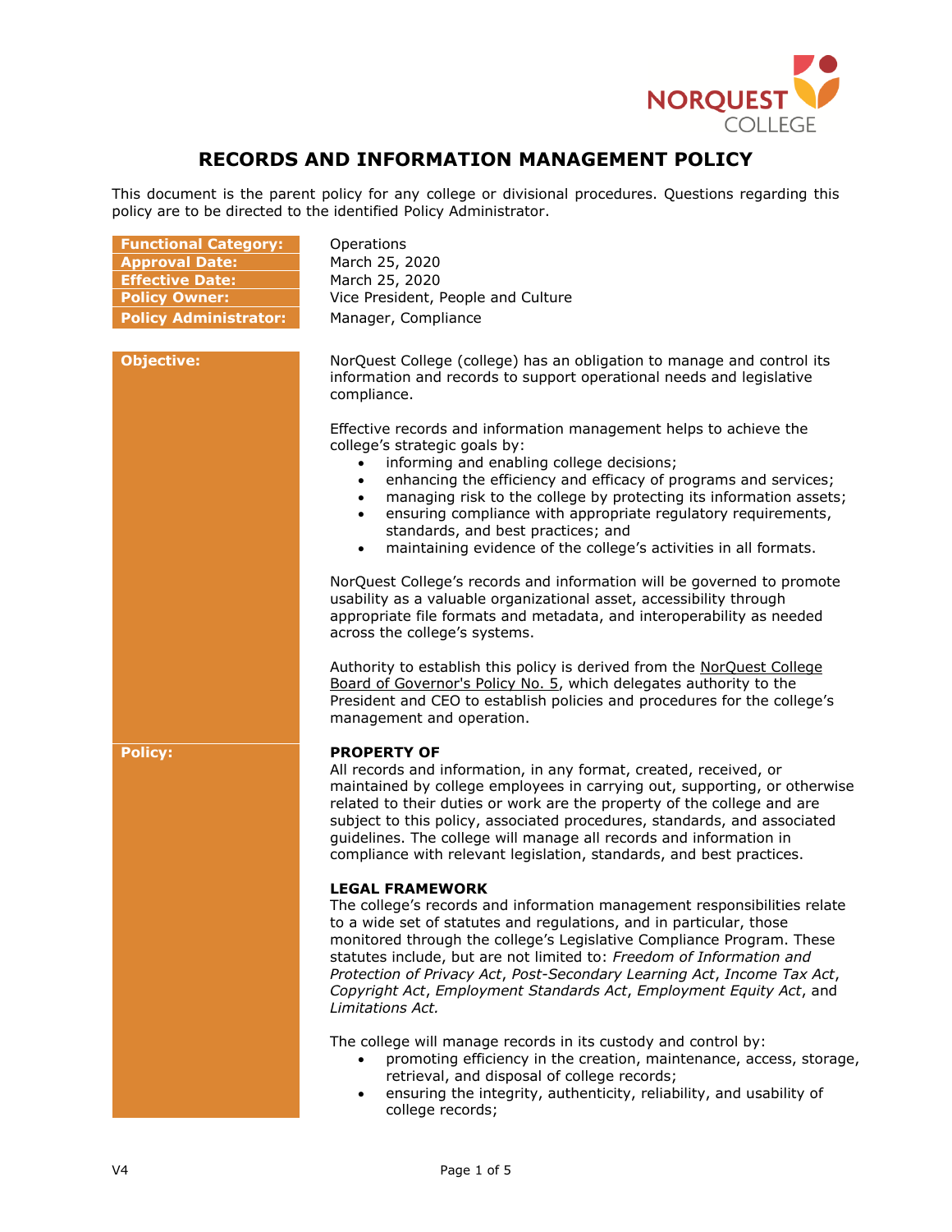# RECORDS AND INFORMATION MANAGEMENT POLICY

This document is the parent policy for any college or divisional procedures. Questions regarding this policy are to be directed to the identified Policy Administrator.

| | |
|---|---|
| **Functional Category:** | Operations |
| **Approval Date:** | March 25, 2020 |
| **Effective Date:** | March 25, 2020 |
| **Policy Owner:** | Vice President, People and Culture |
| **Policy Administrator:** | Manager, Compliance |

## Objective:

NorQuest College (college) has an obligation to manage and control its information and records to support operational needs and legislative compliance.

Effective records and information management helps to achieve the college's strategic goals by:

- informing and enabling college decisions;
- enhancing the efficiency and efficacy of programs and services;
- managing risk to the college by protecting its information assets;
- ensuring compliance with appropriate regulatory requirements, standards, and best practices; and
- maintaining evidence of the college's activities in all formats.

NorQuest College's records and information will be governed to promote usability as a valuable organizational asset, accessibility through appropriate file formats and metadata, and interoperability as needed across the college's systems.

Authority to establish this policy is derived from the NorQuest College Board of Governor's Policy No. 5, which delegates authority to the President and CEO to establish policies and procedures for the college's management and operation.

## Policy:

**PROPERTY OF**

All records and information, in any format, created, received, or maintained by college employees in carrying out, supporting, or otherwise related to their duties or work are the property of the college and are subject to this policy, associated procedures, standards, and associated guidelines. The college will manage all records and information in compliance with relevant legislation, standards, and best practices.

**LEGAL FRAMEWORK**

The college's records and information management responsibilities relate to a wide set of statutes and regulations, and in particular, those monitored through the college's Legislative Compliance Program. These statutes include, but are not limited to: *Freedom of Information and Protection of Privacy Act*, *Post-Secondary Learning Act*, *Income Tax Act*, *Copyright Act*, *Employment Standards Act*, *Employment Equity Act*, and *Limitations Act.*

The college will manage records in its custody and control by:

- promoting efficiency in the creation, maintenance, access, storage, retrieval, and disposal of college records;
- ensuring the integrity, authenticity, reliability, and usability of college records;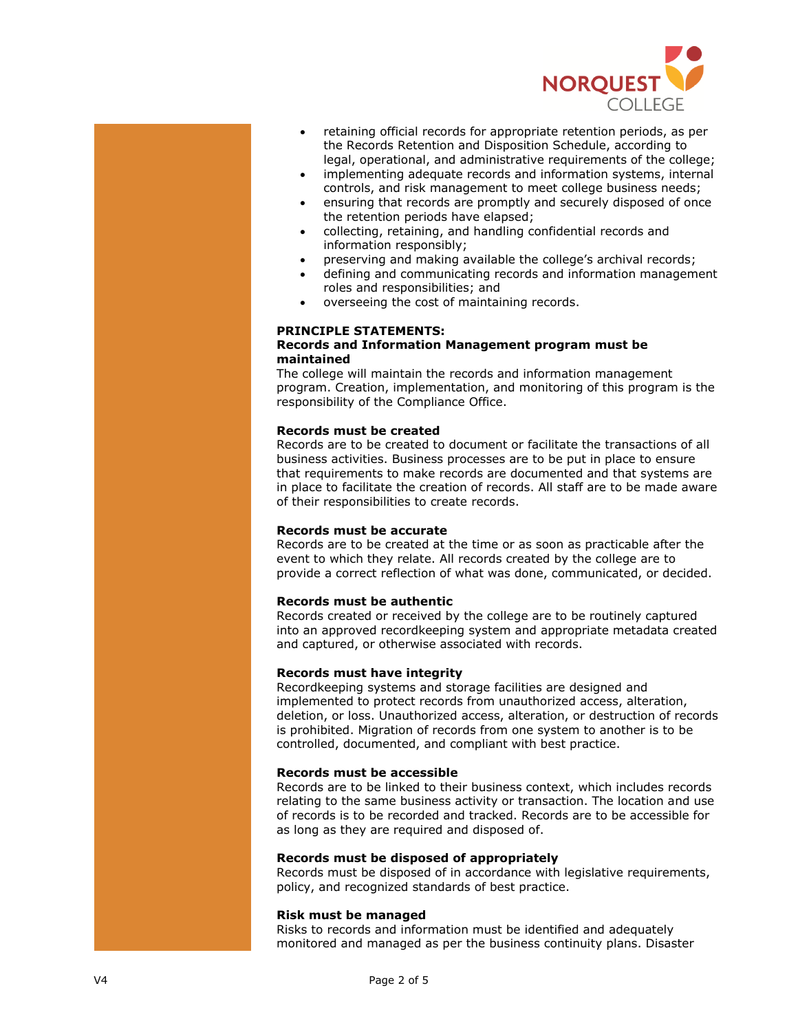- retaining official records for appropriate retention periods, as per the Records Retention and Disposition Schedule, according to legal, operational, and administrative requirements of the college;
- implementing adequate records and information systems, internal controls, and risk management to meet college business needs;
- ensuring that records are promptly and securely disposed of once the retention periods have elapsed;
- collecting, retaining, and handling confidential records and information responsibly;
- preserving and making available the college's archival records;
- defining and communicating records and information management roles and responsibilities; and
- overseeing the cost of maintaining records.

**PRINCIPLE STATEMENTS:**

**Records and Information Management program must be maintained**

The college will maintain the records and information management program. Creation, implementation, and monitoring of this program is the responsibility of the Compliance Office.

**Records must be created**

Records are to be created to document or facilitate the transactions of all business activities. Business processes are to be put in place to ensure that requirements to make records are documented and that systems are in place to facilitate the creation of records. All staff are to be made aware of their responsibilities to create records.

**Records must be accurate**

Records are to be created at the time or as soon as practicable after the event to which they relate. All records created by the college are to provide a correct reflection of what was done, communicated, or decided.

**Records must be authentic**

Records created or received by the college are to be routinely captured into an approved recordkeeping system and appropriate metadata created and captured, or otherwise associated with records.

**Records must have integrity**

Recordkeeping systems and storage facilities are designed and implemented to protect records from unauthorized access, alteration, deletion, or loss. Unauthorized access, alteration, or destruction of records is prohibited. Migration of records from one system to another is to be controlled, documented, and compliant with best practice.

**Records must be accessible**

Records are to be linked to their business context, which includes records relating to the same business activity or transaction. The location and use of records is to be recorded and tracked. Records are to be accessible for as long as they are required and disposed of.

**Records must be disposed of appropriately**

Records must be disposed of in accordance with legislative requirements, policy, and recognized standards of best practice.

**Risk must be managed**

Risks to records and information must be identified and adequately monitored and managed as per the business continuity plans. Disaster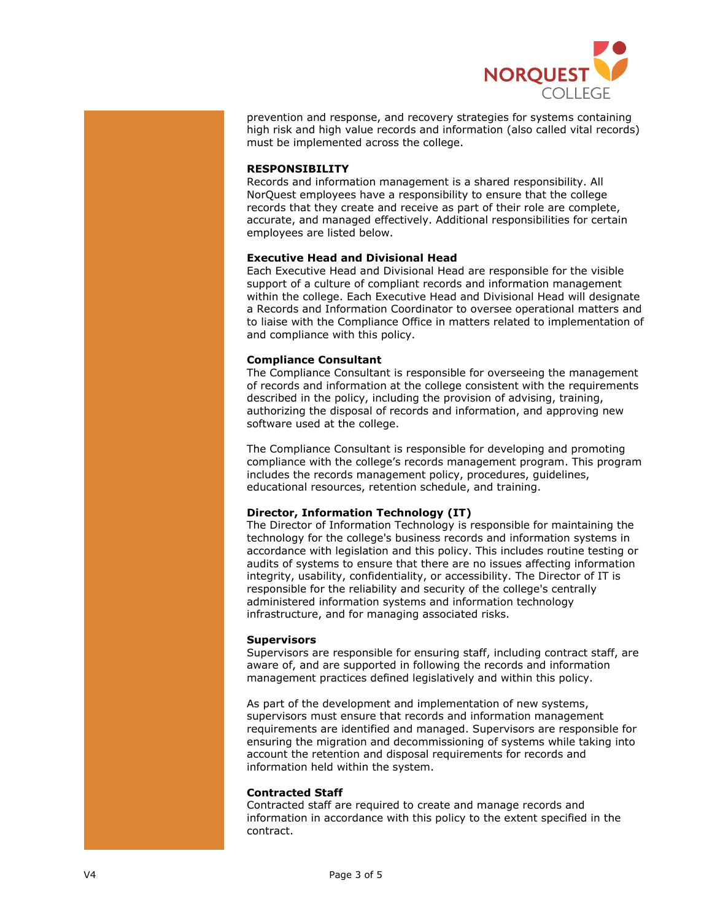prevention and response, and recovery strategies for systems containing high risk and high value records and information (also called vital records) must be implemented across the college.

**RESPONSIBILITY**

Records and information management is a shared responsibility. All NorQuest employees have a responsibility to ensure that the college records that they create and receive as part of their role are complete, accurate, and managed effectively. Additional responsibilities for certain employees are listed below.

**Executive Head and Divisional Head**

Each Executive Head and Divisional Head are responsible for the visible support of a culture of compliant records and information management within the college. Each Executive Head and Divisional Head will designate a Records and Information Coordinator to oversee operational matters and to liaise with the Compliance Office in matters related to implementation of and compliance with this policy.

**Compliance Consultant**

The Compliance Consultant is responsible for overseeing the management of records and information at the college consistent with the requirements described in the policy, including the provision of advising, training, authorizing the disposal of records and information, and approving new software used at the college.

The Compliance Consultant is responsible for developing and promoting compliance with the college's records management program. This program includes the records management policy, procedures, guidelines, educational resources, retention schedule, and training.

**Director, Information Technology (IT)**

The Director of Information Technology is responsible for maintaining the technology for the college's business records and information systems in accordance with legislation and this policy. This includes routine testing or audits of systems to ensure that there are no issues affecting information integrity, usability, confidentiality, or accessibility. The Director of IT is responsible for the reliability and security of the college's centrally administered information systems and information technology infrastructure, and for managing associated risks.

**Supervisors**

Supervisors are responsible for ensuring staff, including contract staff, are aware of, and are supported in following the records and information management practices defined legislatively and within this policy.

As part of the development and implementation of new systems, supervisors must ensure that records and information management requirements are identified and managed. Supervisors are responsible for ensuring the migration and decommissioning of systems while taking into account the retention and disposal requirements for records and information held within the system.

**Contracted Staff**

Contracted staff are required to create and manage records and information in accordance with this policy to the extent specified in the contract.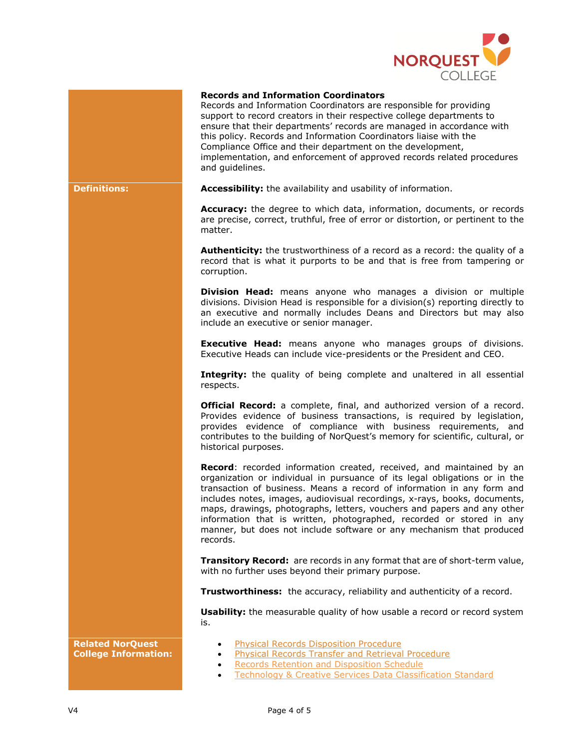**Records and Information Coordinators**

Records and Information Coordinators are responsible for providing support to record creators in their respective college departments to ensure that their departments' records are managed in accordance with this policy. Records and Information Coordinators liaise with the Compliance Office and their department on the development, implementation, and enforcement of approved records related procedures and guidelines.

## Definitions:

**Accessibility:** the availability and usability of information.

**Accuracy:** the degree to which data, information, documents, or records are precise, correct, truthful, free of error or distortion, or pertinent to the matter.

**Authenticity:** the trustworthiness of a record as a record: the quality of a record that is what it purports to be and that is free from tampering or corruption.

**Division Head:** means anyone who manages a division or multiple divisions. Division Head is responsible for a division(s) reporting directly to an executive and normally includes Deans and Directors but may also include an executive or senior manager.

**Executive Head:** means anyone who manages groups of divisions. Executive Heads can include vice-presidents or the President and CEO.

**Integrity:** the quality of being complete and unaltered in all essential respects.

**Official Record:** a complete, final, and authorized version of a record. Provides evidence of business transactions, is required by legislation, provides evidence of compliance with business requirements, and contributes to the building of NorQuest's memory for scientific, cultural, or historical purposes.

**Record**: recorded information created, received, and maintained by an organization or individual in pursuance of its legal obligations or in the transaction of business. Means a record of information in any form and includes notes, images, audiovisual recordings, x-rays, books, documents, maps, drawings, photographs, letters, vouchers and papers and any other information that is written, photographed, recorded or stored in any manner, but does not include software or any mechanism that produced records.

**Transitory Record:** are records in any format that are of short-term value, with no further uses beyond their primary purpose.

**Trustworthiness:** the accuracy, reliability and authenticity of a record.

**Usability:** the measurable quality of how usable a record or record system is.

## Related NorQuest College Information:

- Physical Records Disposition Procedure
- Physical Records Transfer and Retrieval Procedure
- Records Retention and Disposition Schedule
- Technology & Creative Services Data Classification Standard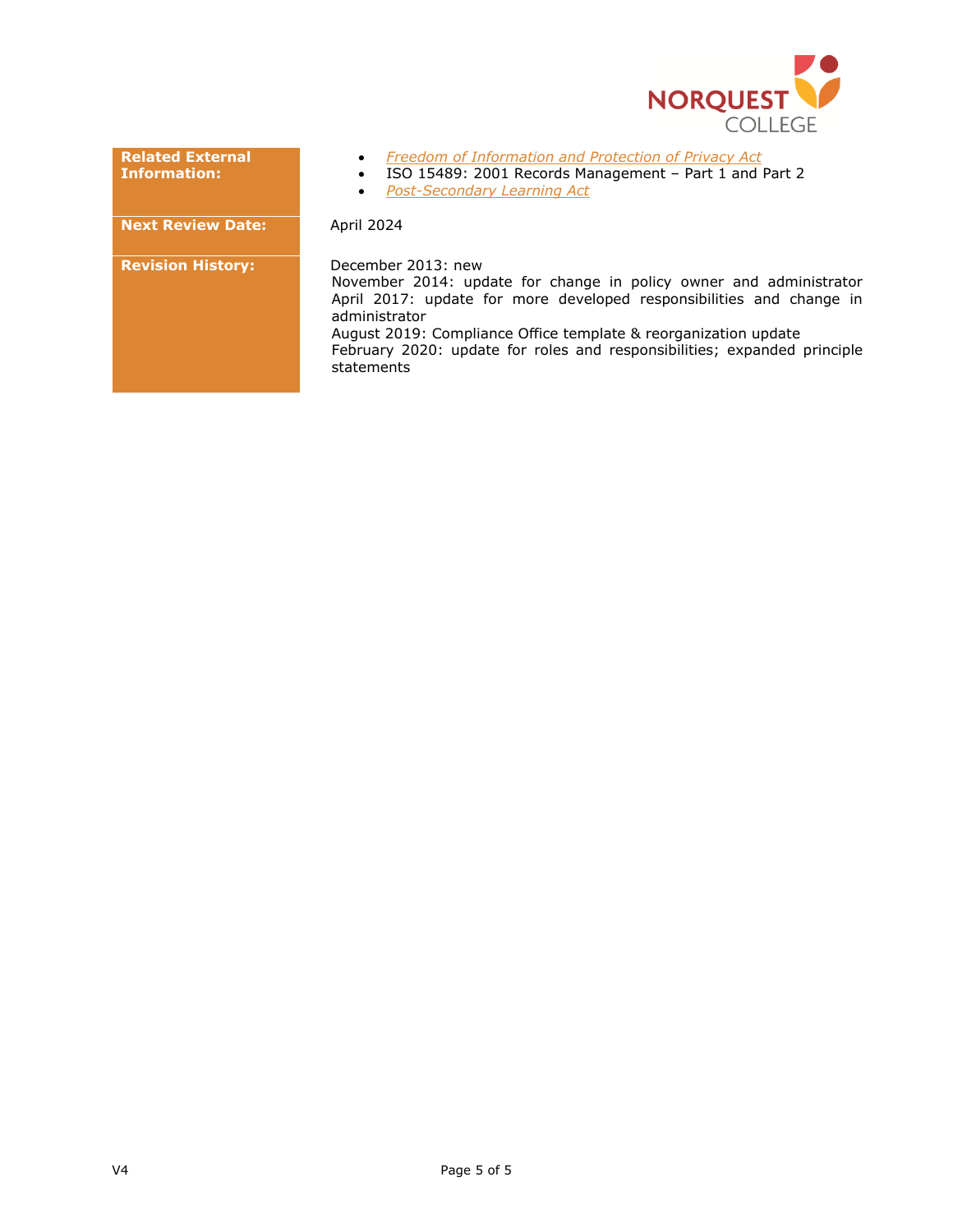| | |
|---|---|
| **Related External Information:** | • *Freedom of Information and Protection of Privacy Act*<br>• ISO 15489: 2001 Records Management – Part 1 and Part 2<br>• *Post-Secondary Learning Act* |
| **Next Review Date:** | April 2024 |
| **Revision History:** | December 2013: new<br>November 2014: update for change in policy owner and administrator<br>April 2017: update for more developed responsibilities and change in administrator<br>August 2019: Compliance Office template & reorganization update<br>February 2020: update for roles and responsibilities; expanded principle statements |